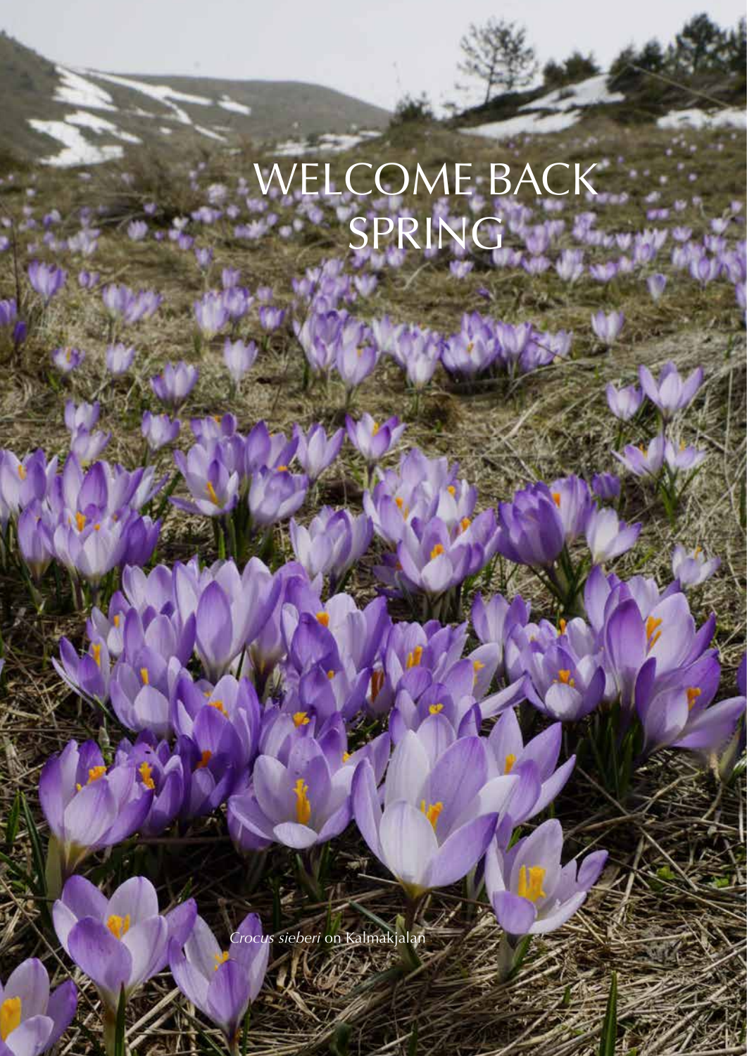# WELCOME BACK SPRING

*Crocus sieberi* on Kalmakjalan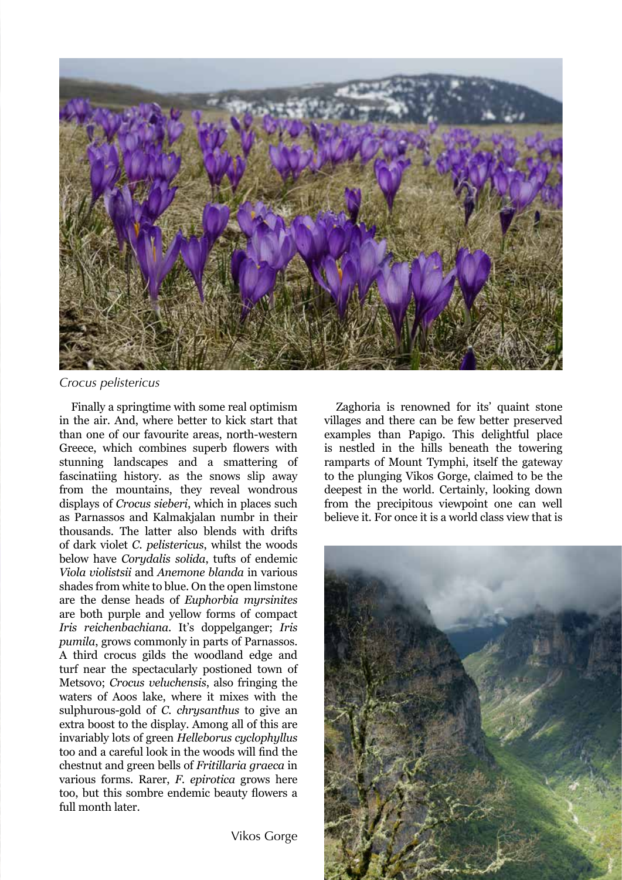*Crocus pelistericus*

Finally a springtime with some real optimism in the air. And, where better to kick start that than one of our favourite areas, north-western Greece, which combines superb flowers with stunning landscapes and a smattering of fascinatiing history. as the snows slip away from the mountains, they reveal wondrous displays of *Crocus sieberi*, which in places such as Parnassos and Kalmakjalan numbr in their thousands. The latter also blends with drifts of dark violet *C. pelistericus*, whilst the woods below have *Corydalis solida*, tufts of endemic *Viola violistsii* and *Anemone blanda* in various shades from white to blue. On the open limstone are the dense heads of *Euphorbia myrsinites* are both purple and yellow forms of compact *Iris reichenbachiana*. It's doppelganger; *Iris pumila*, grows commonly in parts of Parnassos. A third crocus gilds the woodland edge and turf near the spectacularly postioned town of Metsovo; *Crocus veluchensis*, also fringing the waters of Aoos lake, where it mixes with the sulphurous-gold of *C. chrysanthus* to give an extra boost to the display. Among all of this are invariably lots of green *Helleborus cyclophyllus* too and a careful look in the woods will find the chestnut and green bells of *Fritillaria graeca* in various forms. Rarer, *F. epirotica* grows here too, but this sombre endemic beauty flowers a full month later.

Zaghoria is renowned for its' quaint stone villages and there can be few better preserved examples than Papigo. This delightful place is nestled in the hills beneath the towering ramparts of Mount Tymphi, itself the gateway to the plunging Vikos Gorge, claimed to be the deepest in the world. Certainly, looking down from the precipitous viewpoint one can well believe it. For once it is a world class view that is

Vikos Gorge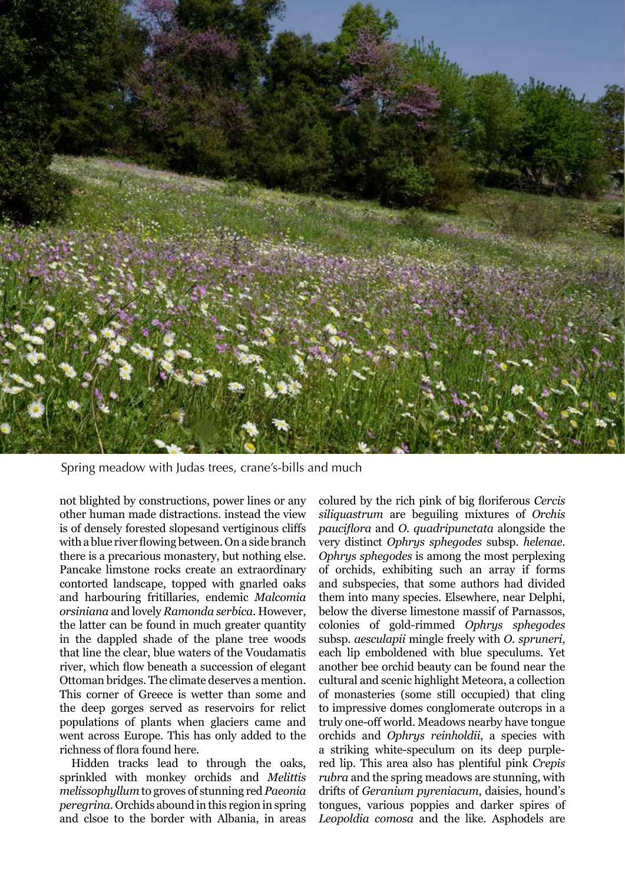Spring meadow with Judas trees, crane's-bills and much

not blighted by constructions, power lines or any other human made distractions. instead the view is of densely forested slopesand vertiginous cliffs with a blue river flowing between. On a side branch there is a precarious monastery, but nothing else. Pancake limstone rocks create an extraordinary contorted landscape, topped with gnarled oaks and harbouring fritillaries, endemic *Malcomia orsiniana* and lovely *Ramonda serbica*. However, the latter can be found in much greater quantity in the dappled shade of the plane tree woods that line the clear, blue waters of the Voudamatis river, which flow beneath a succession of elegant Ottoman bridges. The climate deserves a mention. This corner of Greece is wetter than some and the deep gorges served as reservoirs for relict populations of plants when glaciers came and went across Europe. This has only added to the richness of flora found here.

Hidden tracks lead to through the oaks, sprinkled with monkey orchids and *Melittis melissophyllum* to groves of stunning red *Paeonia peregrina*. Orchids abound in this region in spring and clsoe to the border with Albania, in areas coloured by the rich pink of big floriferous *Cercis siliquastrum* are beguiling mixtures of *Orchis pauciflora* and *O. quadripunctata* alongside the very distinct *Ophrys sphegodes* subsp. *helenae*. *Ophrys sphegodes* is among the most perplexing of orchids, exhibiting such an array if forms and subspecies, that some authors had divided them into many species. Elsewhere, near Delphi, below the diverse limestone massif of Parnassos, colonies of gold-rimmed *Ophrys sphegodes* subsp. *aesculapii* mingle freely with *O. spruneri*, each lip emboldened with blue speculums. Yet another bee orchid beauty can be found near the cultural and scenic highlight Meteora, a collection of monasteries (some still occupied) that cling to impressive domes conglomerate outcrops in a truly one-off world. Meadows nearby have tongue orchids and *Ophrys reinholdii*, a species with a striking white-speculum on its deep purple-red lip. This area also has plentiful pink *Crepis rubra* and the spring meadows are stunning, with drifts of *Geranium pyreniacum*, daisies, hound's tongues, various poppies and darker spires of *Leopoldia comosa* and the like. Asphodels are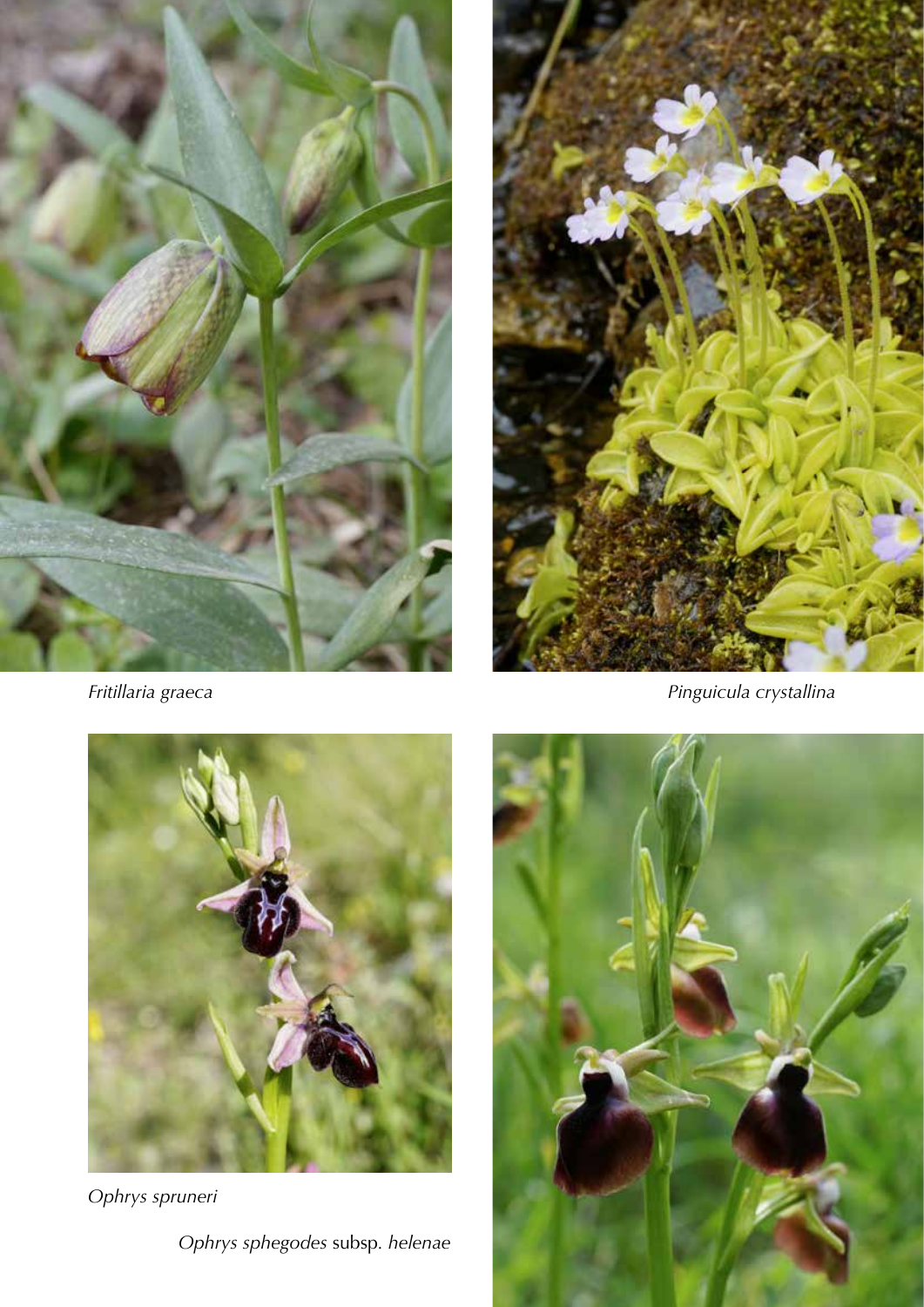*Fritillaria graeca*

*Pinguicula crystallina*

*Ophrys spruneri*

*Ophrys sphegodes* subsp. *helenae*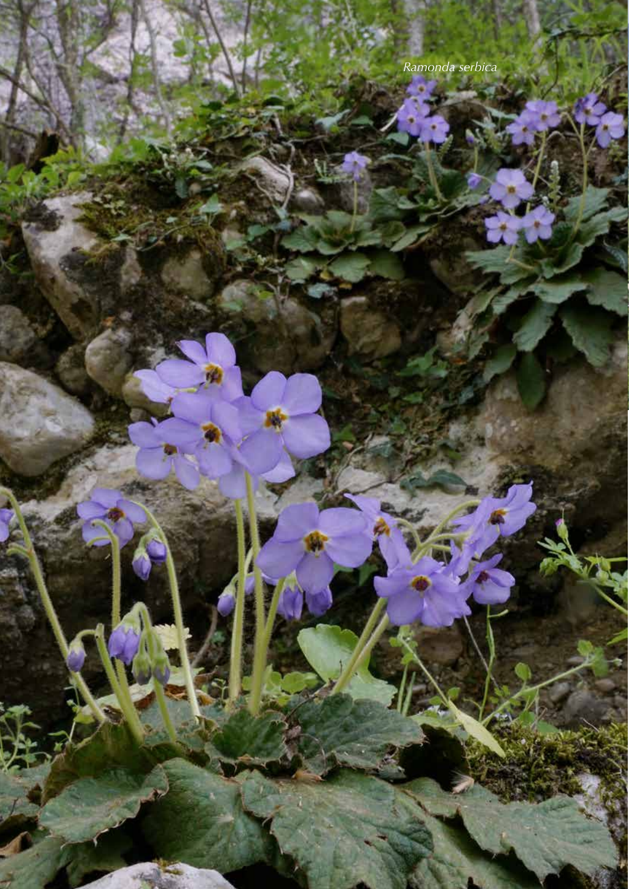*Ramonda serbica*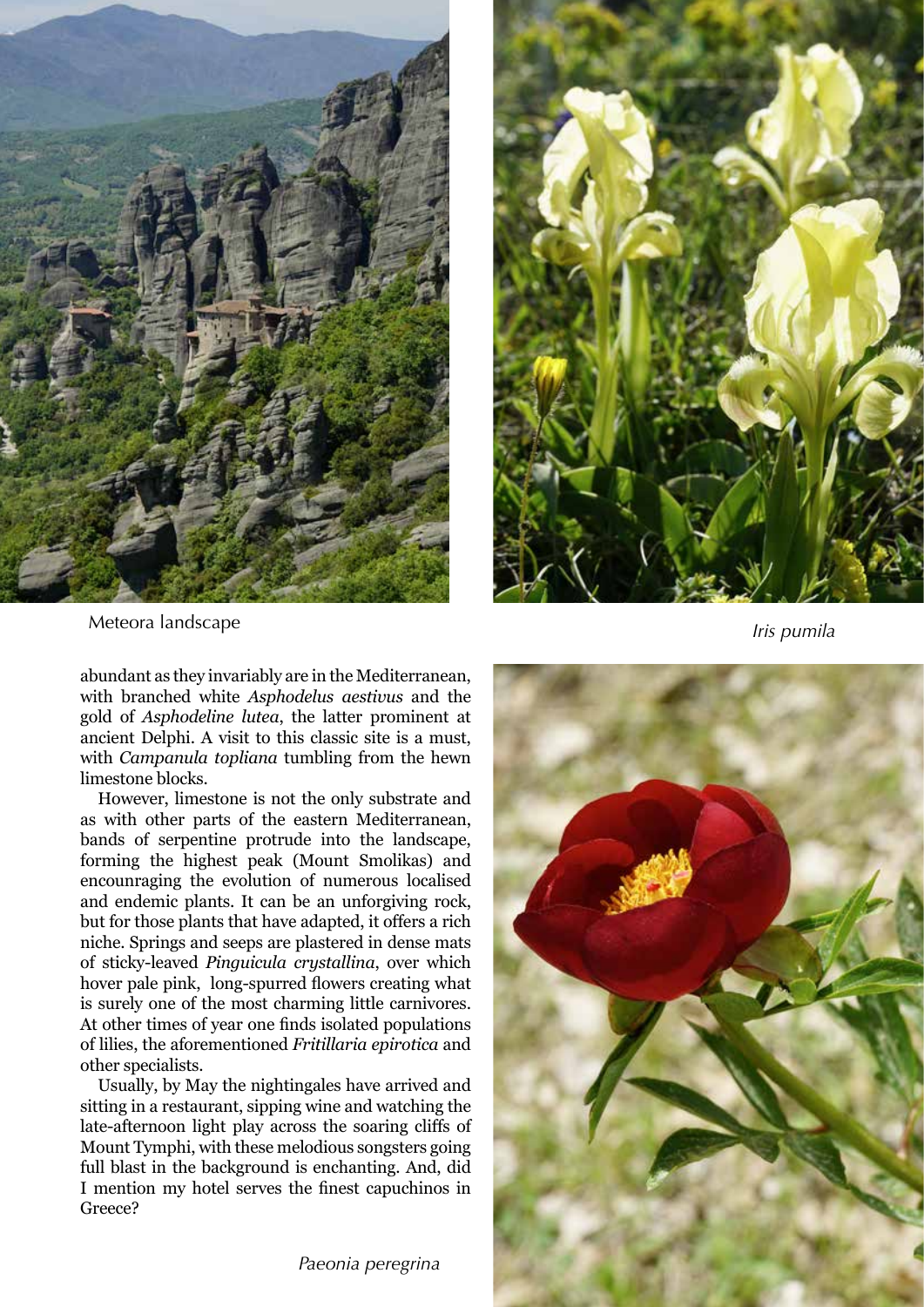Meteora landscape

*Iris pumila*

abundant as they invariably are in the Mediterranean, with branched white *Asphodelus aestivus* and the gold of *Asphodeline lutea*, the latter prominent at ancient Delphi. A visit to this classic site is a must, with *Campanula topliana* tumbling from the hewn limestone blocks.

However, limestone is not the only substrate and as with other parts of the eastern Mediterranean, bands of serpentine protrude into the landscape, forming the highest peak (Mount Smolikas) and encounraging the evolution of numerous localised and endemic plants. It can be an unforgiving rock, but for those plants that have adapted, it offers a rich niche. Springs and seeps are plastered in dense mats of sticky-leaved *Pinguicula crystallina*, over which hover pale pink, long-spurred flowers creating what is surely one of the most charming little carnivores. At other times of year one finds isolated populations of lilies, the aforementioned *Fritillaria epirotica* and other specialists.

Usually, by May the nightingales have arrived and sitting in a restaurant, sipping wine and watching the late-afternoon light play across the soaring cliffs of Mount Tymphi, with these melodious songsters going full blast in the background is enchanting. And, did I mention my hotel serves the finest capuchinos in Greece?

*Paeonia peregrina*